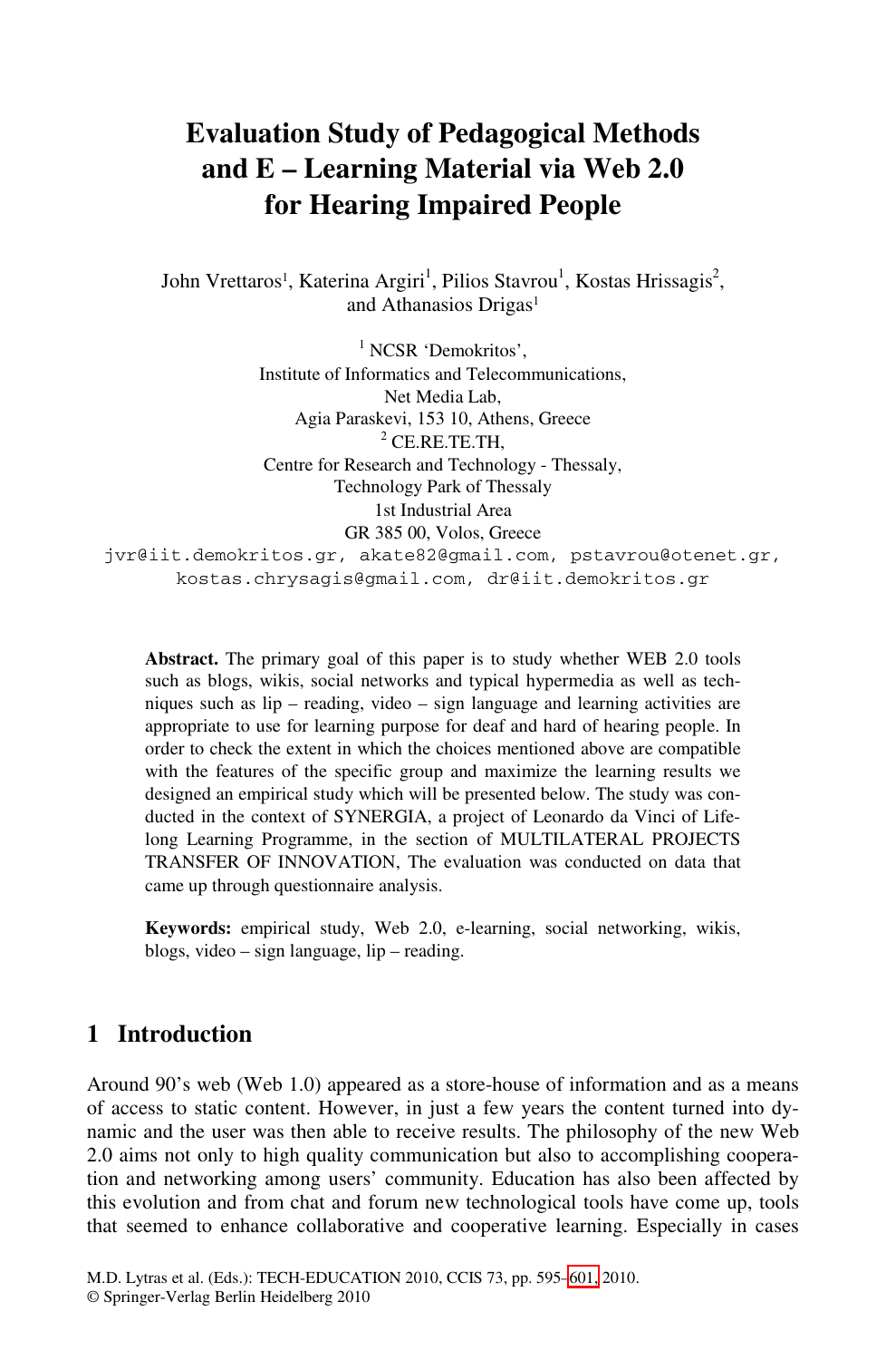# Evaluation Study of Pedagogical Methods and E – Learning Material via Web 2.0 for Hearing Impaired People

John Vrettaros[1], Katerina Argiri[1], Pilios Stavrou[1], Kostas Hrissagis[2], and Athanasios Drigas[1]

[1] NCSR 'Demokritos',
Institute of Informatics and Telecommunications,
Net Media Lab,
Agia Paraskevi, 153 10, Athens, Greece

[2] CE.RE.TE.TH,
Centre for Research and Technology - Thessaly,
Technology Park of Thessaly
1st Industrial Area
GR 385 00, Volos, Greece

jvr@iit.demokritos.gr, akate82@gmail.com, pstavrou@otenet.gr, kostas.chrysagis@gmail.com, dr@iit.demokritos.gr

**Abstract.** The primary goal of this paper is to study whether WEB 2.0 tools such as blogs, wikis, social networks and typical hypermedia as well as techniques such as lip – reading, video – sign language and learning activities are appropriate to use for learning purpose for deaf and hard of hearing people. In order to check the extent in which the choices mentioned above are compatible with the features of the specific group and maximize the learning results we designed an empirical study which will be presented below. The study was conducted in the context of SYNERGIA, a project of Leonardo da Vinci of Lifelong Learning Programme, in the section of MULTILATERAL PROJECTS TRANSFER OF INNOVATION, The evaluation was conducted on data that came up through questionnaire analysis.

**Keywords:** empirical study, Web 2.0, e-learning, social networking, wikis, blogs, video – sign language, lip – reading.

## 1 Introduction

Around 90's web (Web 1.0) appeared as a store-house of information and as a means of access to static content. However, in just a few years the content turned into dynamic and the user was then able to receive results. The philosophy of the new Web 2.0 aims not only to high quality communication but also to accomplishing cooperation and networking among users' community. Education has also been affected by this evolution and from chat and forum new technological tools have come up, tools that seemed to enhance collaborative and cooperative learning. Especially in cases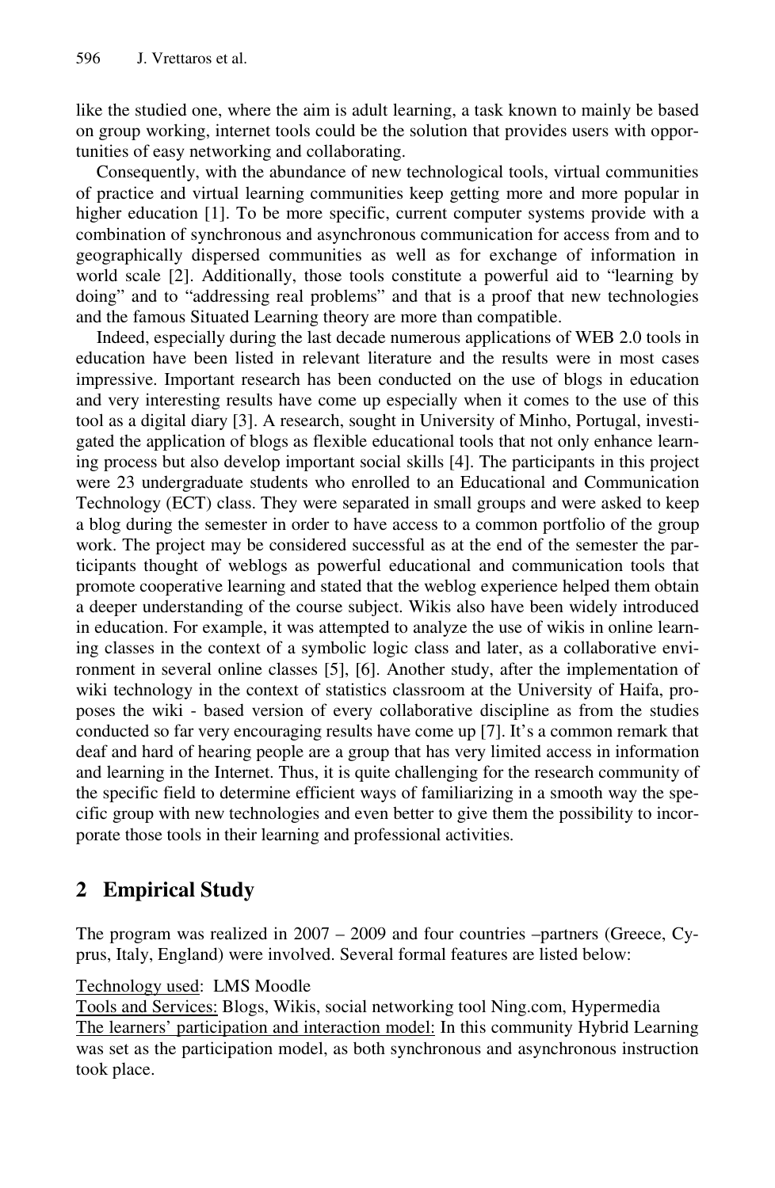like the studied one, where the aim is adult learning, a task known to mainly be based on group working, internet tools could be the solution that provides users with opportunities of easy networking and collaborating.

Consequently, with the abundance of new technological tools, virtual communities of practice and virtual learning communities keep getting more and more popular in higher education [1]. To be more specific, current computer systems provide with a combination of synchronous and asynchronous communication for access from and to geographically dispersed communities as well as for exchange of information in world scale [2]. Additionally, those tools constitute a powerful aid to "learning by doing" and to "addressing real problems" and that is a proof that new technologies and the famous Situated Learning theory are more than compatible.

Indeed, especially during the last decade numerous applications of WEB 2.0 tools in education have been listed in relevant literature and the results were in most cases impressive. Important research has been conducted on the use of blogs in education and very interesting results have come up especially when it comes to the use of this tool as a digital diary [3]. A research, sought in University of Minho, Portugal, investigated the application of blogs as flexible educational tools that not only enhance learning process but also develop important social skills [4]. The participants in this project were 23 undergraduate students who enrolled to an Educational and Communication Technology (ECT) class. They were separated in small groups and were asked to keep a blog during the semester in order to have access to a common portfolio of the group work. The project may be considered successful as at the end of the semester the participants thought of weblogs as powerful educational and communication tools that promote cooperative learning and stated that the weblog experience helped them obtain a deeper understanding of the course subject. Wikis also have been widely introduced in education. For example, it was attempted to analyze the use of wikis in online learning classes in the context of a symbolic logic class and later, as a collaborative environment in several online classes [5], [6]. Another study, after the implementation of wiki technology in the context of statistics classroom at the University of Haifa, proposes the wiki - based version of every collaborative discipline as from the studies conducted so far very encouraging results have come up [7]. It's a common remark that deaf and hard of hearing people are a group that has very limited access in information and learning in the Internet. Thus, it is quite challenging for the research community of the specific field to determine efficient ways of familiarizing in a smooth way the specific group with new technologies and even better to give them the possibility to incorporate those tools in their learning and professional activities.

## 2 Empirical Study

The program was realized in 2007 – 2009 and four countries –partners (Greece, Cyprus, Italy, England) were involved. Several formal features are listed below:

Technology used: LMS Moodle
Tools and Services: Blogs, Wikis, social networking tool Ning.com, Hypermedia
The learners' participation and interaction model: In this community Hybrid Learning was set as the participation model, as both synchronous and asynchronous instruction took place.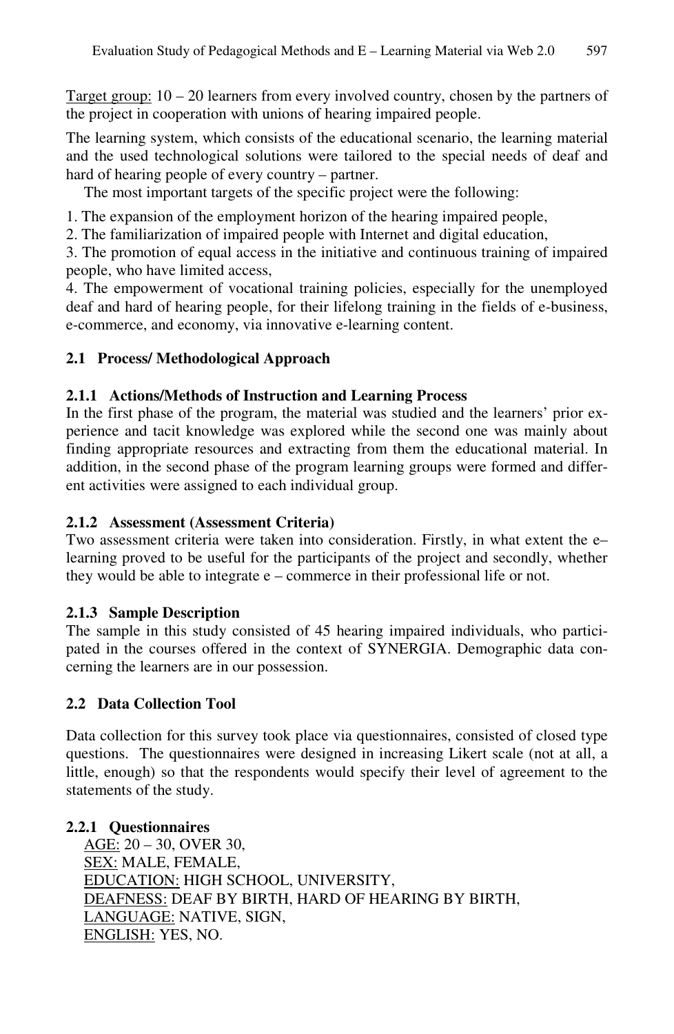<u>Target group:</u> 10 – 20 learners from every involved country, chosen by the partners of the project in cooperation with unions of hearing impaired people.

The learning system, which consists of the educational scenario, the learning material and the used technological solutions were tailored to the special needs of deaf and hard of hearing people of every country – partner.

The most important targets of the specific project were the following:

1. The expansion of the employment horizon of the hearing impaired people,
2. The familiarization of impaired people with Internet and digital education,
3. The promotion of equal access in the initiative and continuous training of impaired people, who have limited access,
4. The empowerment of vocational training policies, especially for the unemployed deaf and hard of hearing people, for their lifelong training in the fields of e-business, e-commerce, and economy, via innovative e-learning content.

### 2.1 Process/ Methodological Approach

#### 2.1.1 Actions/Methods of Instruction and Learning Process

In the first phase of the program, the material was studied and the learners' prior experience and tacit knowledge was explored while the second one was mainly about finding appropriate resources and extracting from them the educational material. In addition, in the second phase of the program learning groups were formed and different activities were assigned to each individual group.

#### 2.1.2 Assessment (Assessment Criteria)

Two assessment criteria were taken into consideration. Firstly, in what extent the e–learning proved to be useful for the participants of the project and secondly, whether they would be able to integrate e – commerce in their professional life or not.

#### 2.1.3 Sample Description

The sample in this study consisted of 45 hearing impaired individuals, who participated in the courses offered in the context of SYNERGIA. Demographic data concerning the learners are in our possession.

### 2.2 Data Collection Tool

Data collection for this survey took place via questionnaires, consisted of closed type questions. The questionnaires were designed in increasing Likert scale (not at all, a little, enough) so that the respondents would specify their level of agreement to the statements of the study.

#### 2.2.1 Questionnaires

<u>AGE:</u> 20 – 30, OVER 30,
<u>SEX:</u> MALE, FEMALE,
<u>EDUCATION:</u> HIGH SCHOOL, UNIVERSITY,
<u>DEAFNESS:</u> DEAF BY BIRTH, HARD OF HEARING BY BIRTH,
<u>LANGUAGE:</u> NATIVE, SIGN,
<u>ENGLISH:</u> YES, NO.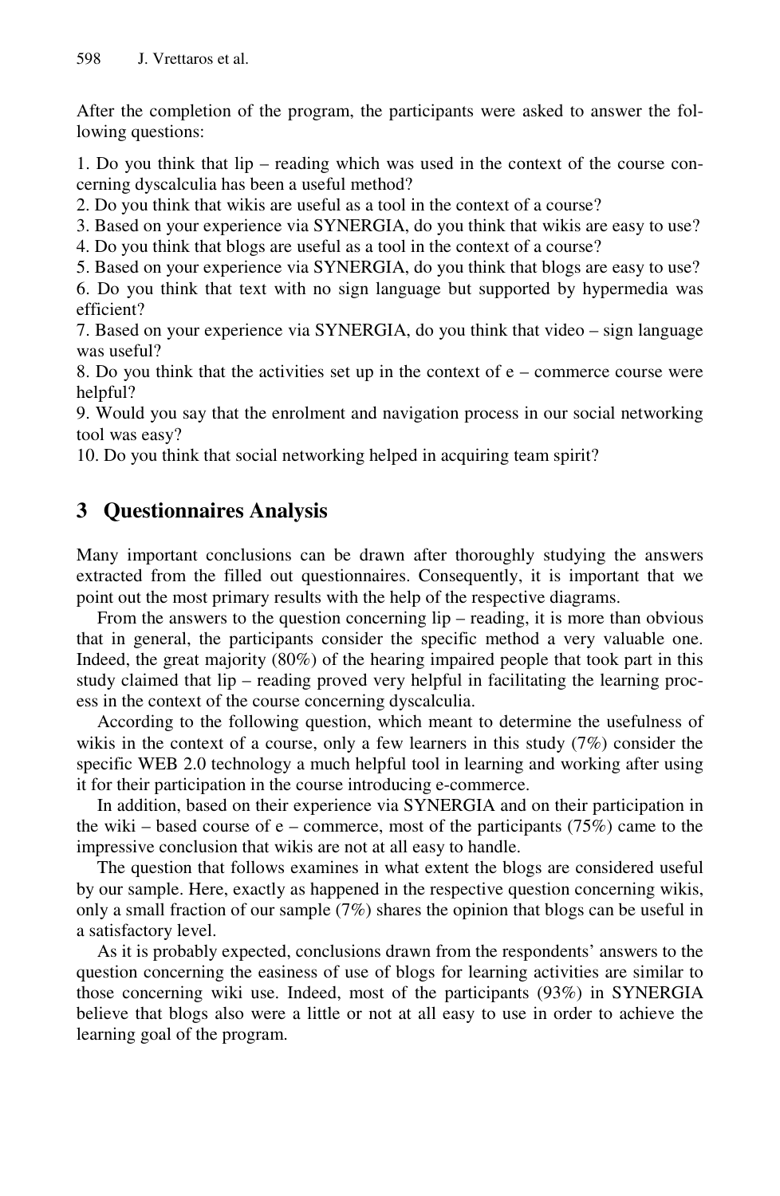After the completion of the program, the participants were asked to answer the following questions:

1. Do you think that lip – reading which was used in the context of the course concerning dyscalculia has been a useful method?
2. Do you think that wikis are useful as a tool in the context of a course?
3. Based on your experience via SYNERGIA, do you think that wikis are easy to use?
4. Do you think that blogs are useful as a tool in the context of a course?
5. Based on your experience via SYNERGIA, do you think that blogs are easy to use?
6. Do you think that text with no sign language but supported by hypermedia was efficient?
7. Based on your experience via SYNERGIA, do you think that video – sign language was useful?
8. Do you think that the activities set up in the context of e – commerce course were helpful?
9. Would you say that the enrolment and navigation process in our social networking tool was easy?
10. Do you think that social networking helped in acquiring team spirit?

## 3 Questionnaires Analysis

Many important conclusions can be drawn after thoroughly studying the answers extracted from the filled out questionnaires. Consequently, it is important that we point out the most primary results with the help of the respective diagrams.

From the answers to the question concerning lip – reading, it is more than obvious that in general, the participants consider the specific method a very valuable one. Indeed, the great majority (80%) of the hearing impaired people that took part in this study claimed that lip – reading proved very helpful in facilitating the learning process in the context of the course concerning dyscalculia.

According to the following question, which meant to determine the usefulness of wikis in the context of a course, only a few learners in this study (7%) consider the specific WEB 2.0 technology a much helpful tool in learning and working after using it for their participation in the course introducing e-commerce.

In addition, based on their experience via SYNERGIA and on their participation in the wiki – based course of e – commerce, most of the participants (75%) came to the impressive conclusion that wikis are not at all easy to handle.

The question that follows examines in what extent the blogs are considered useful by our sample. Here, exactly as happened in the respective question concerning wikis, only a small fraction of our sample (7%) shares the opinion that blogs can be useful in a satisfactory level.

As it is probably expected, conclusions drawn from the respondents' answers to the question concerning the easiness of use of blogs for learning activities are similar to those concerning wiki use. Indeed, most of the participants (93%) in SYNERGIA believe that blogs also were a little or not at all easy to use in order to achieve the learning goal of the program.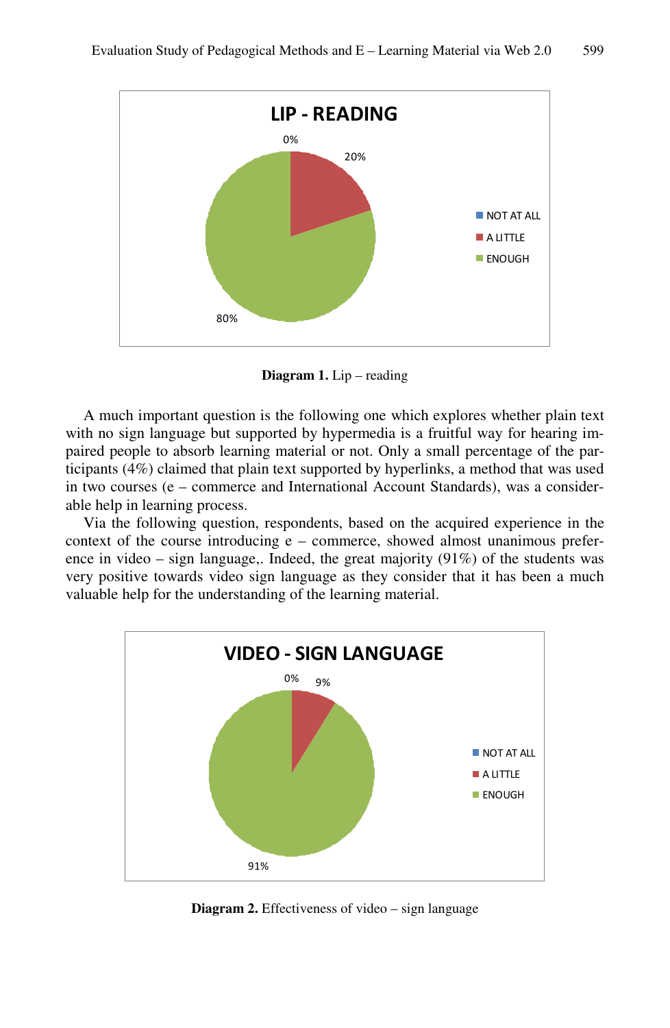**Diagram 1.** Lip – reading

A much important question is the following one which explores whether plain text with no sign language but supported by hypermedia is a fruitful way for hearing impaired people to absorb learning material or not. Only a small percentage of the participants (4%) claimed that plain text supported by hyperlinks, a method that was used in two courses (e – commerce and International Account Standards), was a considerable help in learning process.

Via the following question, respondents, based on the acquired experience in the context of the course introducing e – commerce, showed almost unanimous preference in video – sign language,. Indeed, the great majority (91%) of the students was very positive towards video sign language as they consider that it has been a much valuable help for the understanding of the learning material.

**Diagram 2.** Effectiveness of video – sign language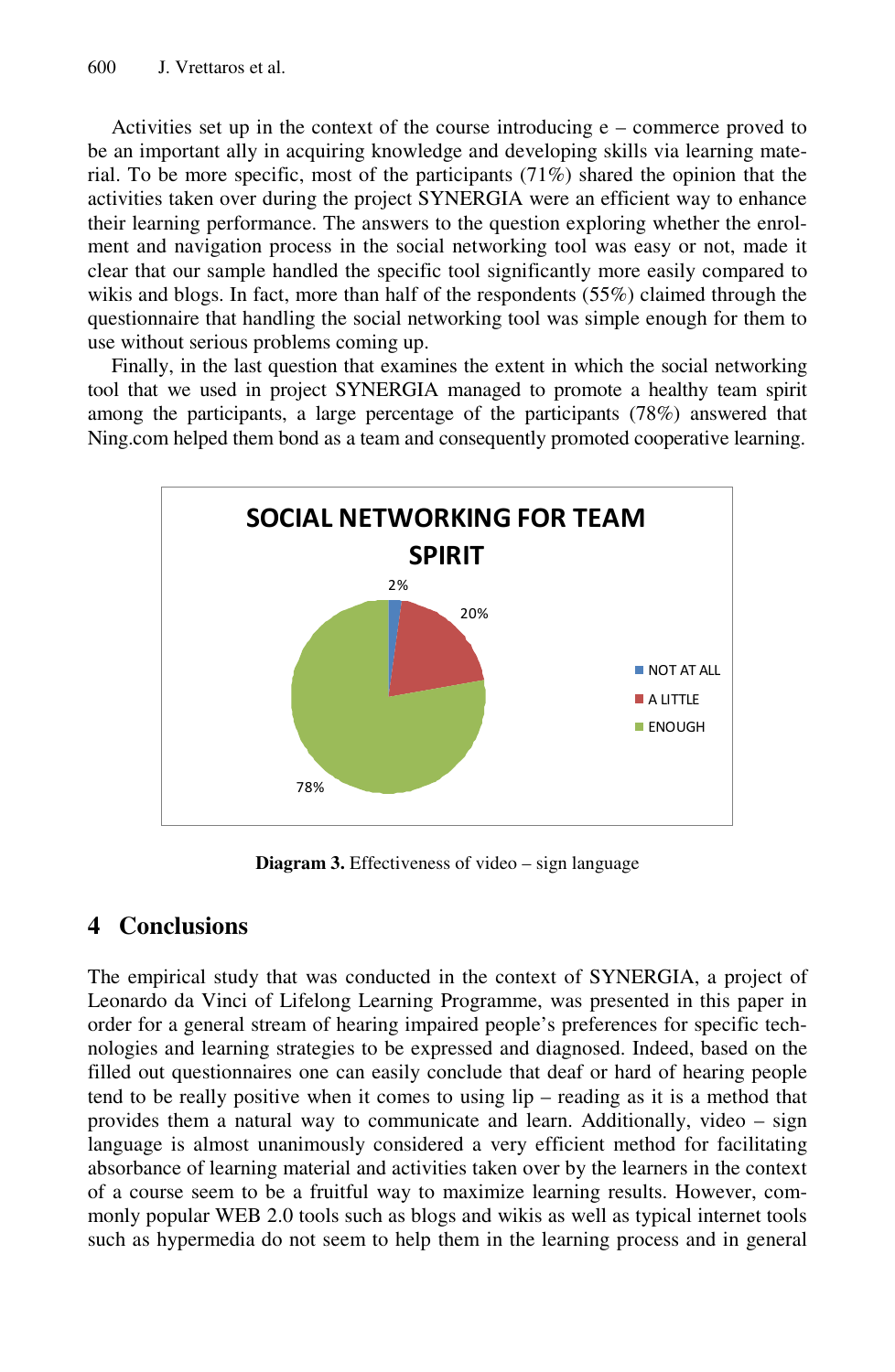Activities set up in the context of the course introducing e – commerce proved to be an important ally in acquiring knowledge and developing skills via learning material. To be more specific, most of the participants (71%) shared the opinion that the activities taken over during the project SYNERGIA were an efficient way to enhance their learning performance. The answers to the question exploring whether the enrolment and navigation process in the social networking tool was easy or not, made it clear that our sample handled the specific tool significantly more easily compared to wikis and blogs. In fact, more than half of the respondents (55%) claimed through the questionnaire that handling the social networking tool was simple enough for them to use without serious problems coming up.

Finally, in the last question that examines the extent in which the social networking tool that we used in project SYNERGIA managed to promote a healthy team spirit among the participants, a large percentage of the participants (78%) answered that Ning.com helped them bond as a team and consequently promoted cooperative learning.

SOCIAL NETWORKING FOR TEAM SPIRIT

2%

20%

78%

NOT AT ALL

A LITTLE

ENOUGH

**Diagram 3.** Effectiveness of video – sign language

## 4 Conclusions

The empirical study that was conducted in the context of SYNERGIA, a project of Leonardo da Vinci of Lifelong Learning Programme, was presented in this paper in order for a general stream of hearing impaired people's preferences for specific technologies and learning strategies to be expressed and diagnosed. Indeed, based on the filled out questionnaires one can easily conclude that deaf or hard of hearing people tend to be really positive when it comes to using lip – reading as it is a method that provides them a natural way to communicate and learn. Additionally, video – sign language is almost unanimously considered a very efficient method for facilitating absorbance of learning material and activities taken over by the learners in the context of a course seem to be a fruitful way to maximize learning results. However, commonly popular WEB 2.0 tools such as blogs and wikis as well as typical internet tools such as hypermedia do not seem to help them in the learning process and in general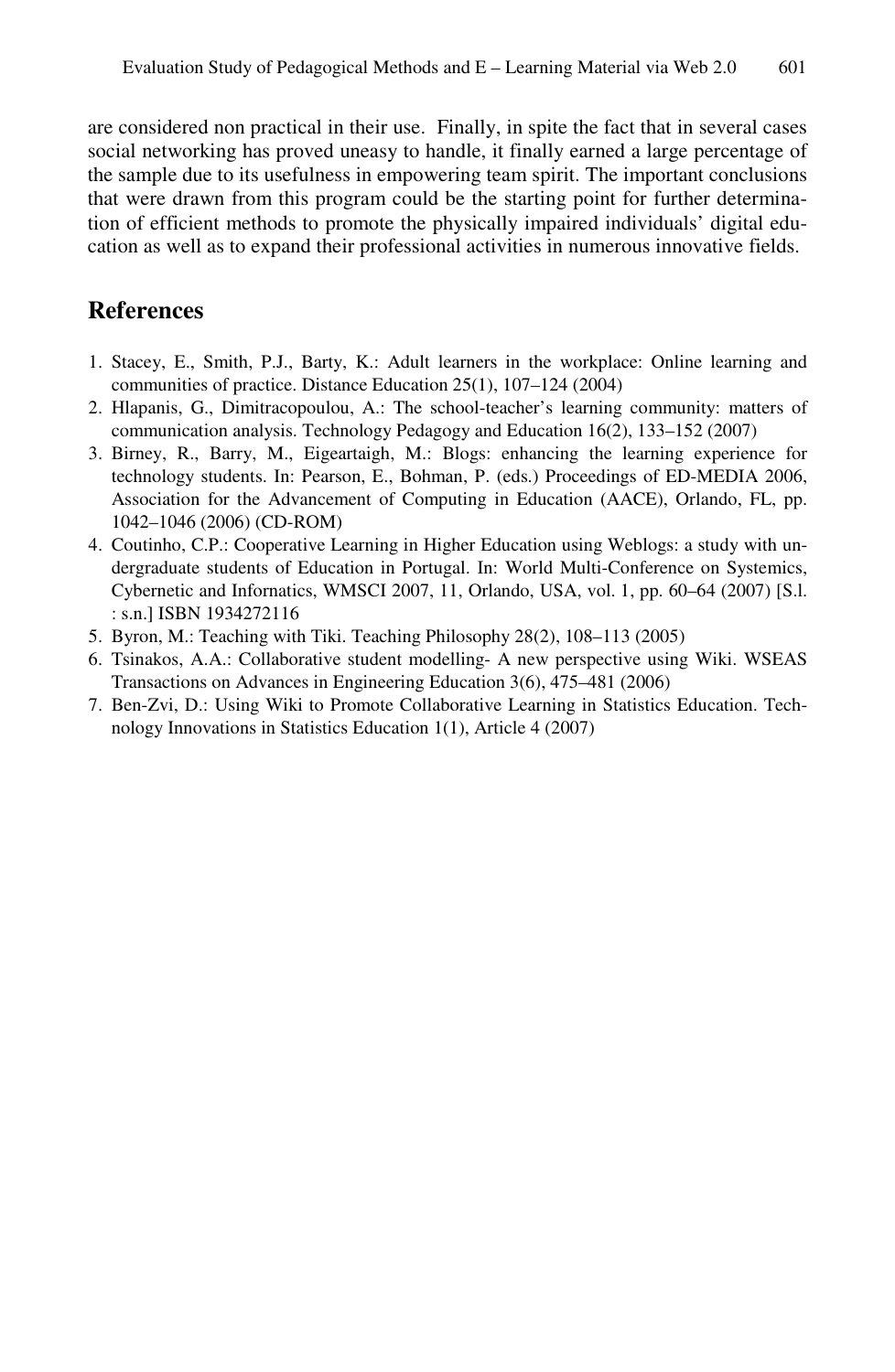are considered non practical in their use. Finally, in spite the fact that in several cases social networking has proved uneasy to handle, it finally earned a large percentage of the sample due to its usefulness in empowering team spirit. The important conclusions that were drawn from this program could be the starting point for further determination of efficient methods to promote the physically impaired individuals' digital education as well as to expand their professional activities in numerous innovative fields.

## References

1. Stacey, E., Smith, P.J., Barty, K.: Adult learners in the workplace: Online learning and communities of practice. Distance Education 25(1), 107–124 (2004)
2. Hlapanis, G., Dimitracopoulou, A.: The school-teacher's learning community: matters of communication analysis. Technology Pedagogy and Education 16(2), 133–152 (2007)
3. Birney, R., Barry, M., Eigeartaigh, M.: Blogs: enhancing the learning experience for technology students. In: Pearson, E., Bohman, P. (eds.) Proceedings of ED-MEDIA 2006, Association for the Advancement of Computing in Education (AACE), Orlando, FL, pp. 1042–1046 (2006) (CD-ROM)
4. Coutinho, C.P.: Cooperative Learning in Higher Education using Weblogs: a study with undergraduate students of Education in Portugal. In: World Multi-Conference on Systemics, Cybernetic and Infornatics, WMSCI 2007, 11, Orlando, USA, vol. 1, pp. 60–64 (2007) [S.l. : s.n.] ISBN 1934272116
5. Byron, M.: Teaching with Tiki. Teaching Philosophy 28(2), 108–113 (2005)
6. Tsinakos, A.A.: Collaborative student modelling- A new perspective using Wiki. WSEAS Transactions on Advances in Engineering Education 3(6), 475–481 (2006)
7. Ben-Zvi, D.: Using Wiki to Promote Collaborative Learning in Statistics Education. Technology Innovations in Statistics Education 1(1), Article 4 (2007)